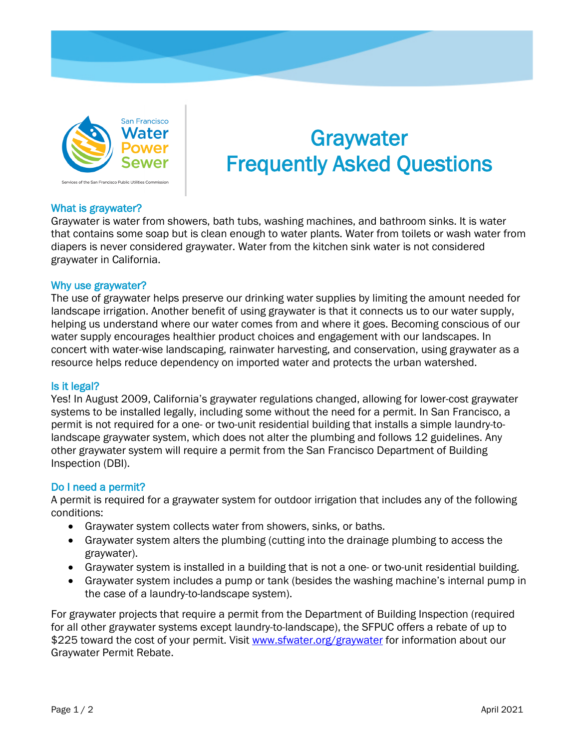San Francisco Water Power Sewer

Services of the San Francisco Public Utilities Commission

# Graywater Frequently Asked Questions

## What is graywater?

Graywater is water from showers, bath tubs, washing machines, and bathroom sinks. It is water that contains some soap but is clean enough to water plants. Water from toilets or wash water from diapers is never considered graywater. Water from the kitchen sink water is not considered graywater in California.

## Why use graywater?

The use of graywater helps preserve our drinking water supplies by limiting the amount needed for landscape irrigation. Another benefit of using graywater is that it connects us to our water supply, helping us understand where our water comes from and where it goes. Becoming conscious of our water supply encourages healthier product choices and engagement with our landscapes. In concert with water-wise landscaping, rainwater harvesting, and conservation, using graywater as a resource helps reduce dependency on imported water and protects the urban watershed.

## Is it legal?

Yes! In August 2009, California's graywater regulations changed, allowing for lower-cost graywater systems to be installed legally, including some without the need for a permit. In San Francisco, a permit is not required for a one- or two-unit residential building that installs a simple laundry-to-landscape graywater system, which does not alter the plumbing and follows 12 guidelines. Any other graywater system will require a permit from the San Francisco Department of Building Inspection (DBI).

## Do I need a permit?

A permit is required for a graywater system for outdoor irrigation that includes any of the following conditions:

- Graywater system collects water from showers, sinks, or baths.
- Graywater system alters the plumbing (cutting into the drainage plumbing to access the graywater).
- Graywater system is installed in a building that is not a one- or two-unit residential building.
- Graywater system includes a pump or tank (besides the washing machine's internal pump in the case of a laundry-to-landscape system).

For graywater projects that require a permit from the Department of Building Inspection (required for all other graywater systems except laundry-to-landscape), the SFPUC offers a rebate of up to $225 toward the cost of your permit. Visit [www.sfwater.org/graywater](www.sfwater.org/graywater) for information about our Graywater Permit Rebate.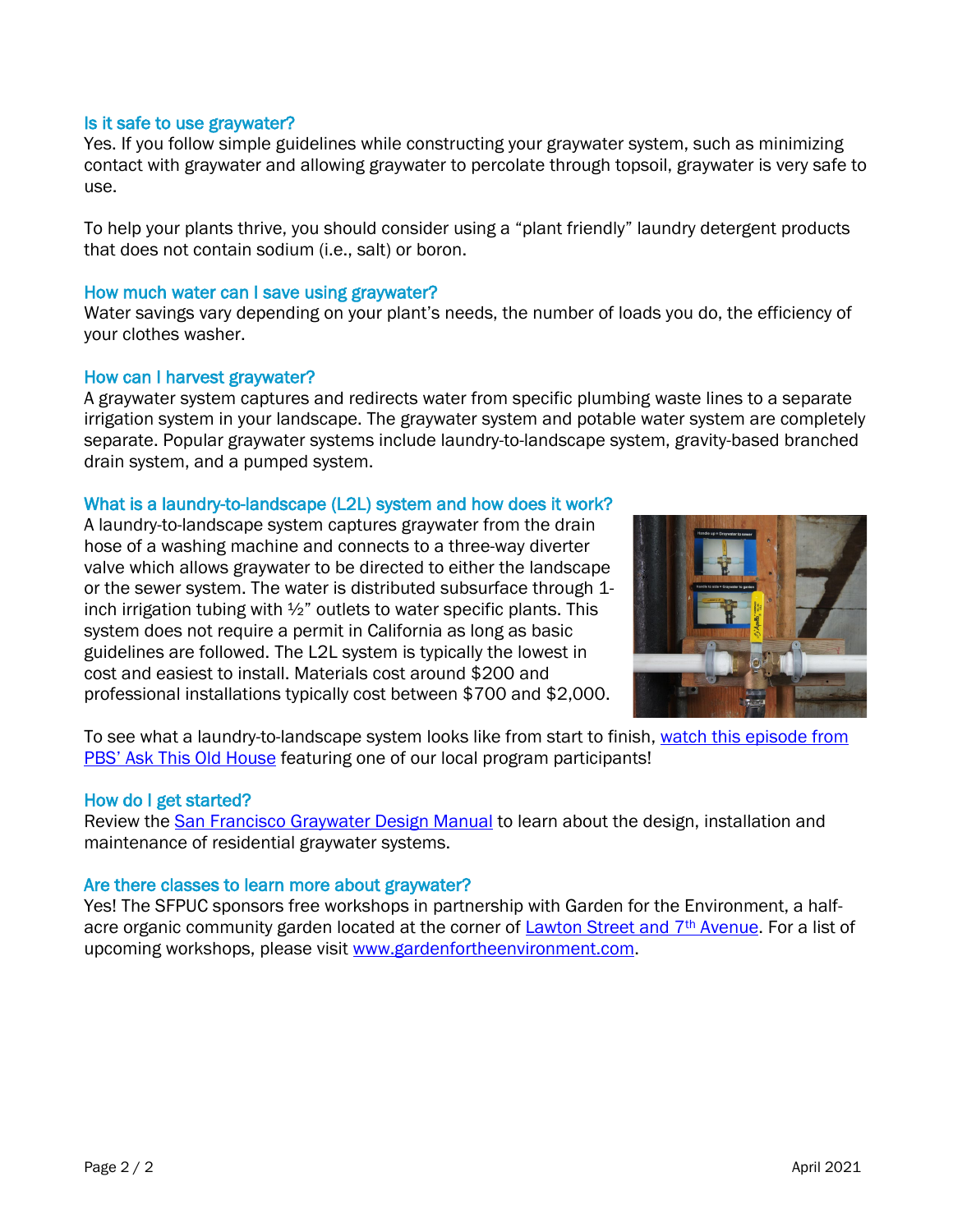### Is it safe to use graywater?

Yes. If you follow simple guidelines while constructing your graywater system, such as minimizing contact with graywater and allowing graywater to percolate through topsoil, graywater is very safe to use.

To help your plants thrive, you should consider using a "plant friendly" laundry detergent products that does not contain sodium (i.e., salt) or boron.

### How much water can I save using graywater?

Water savings vary depending on your plant's needs, the number of loads you do, the efficiency of your clothes washer.

### How can I harvest graywater?

A graywater system captures and redirects water from specific plumbing waste lines to a separate irrigation system in your landscape. The graywater system and potable water system are completely separate. Popular graywater systems include laundry-to-landscape system, gravity-based branched drain system, and a pumped system.

### What is a laundry-to-landscape (L2L) system and how does it work?

A laundry-to-landscape system captures graywater from the drain hose of a washing machine and connects to a three-way diverter valve which allows graywater to be directed to either the landscape or the sewer system. The water is distributed subsurface through 1-inch irrigation tubing with ½" outlets to water specific plants. This system does not require a permit in California as long as basic guidelines are followed. The L2L system is typically the lowest in cost and easiest to install. Materials cost around $200 and professional installations typically cost between $700 and $2,000.

To see what a laundry-to-landscape system looks like from start to finish, [watch this episode from PBS' Ask This Old House]() featuring one of our local program participants!

### How do I get started?

Review the [San Francisco Graywater Design Manual]() to learn about the design, installation and maintenance of residential graywater systems.

### Are there classes to learn more about graywater?

Yes! The SFPUC sponsors free workshops in partnership with Garden for the Environment, a half-acre organic community garden located at the corner of [Lawton Street and 7th Avenue](). For a list of upcoming workshops, please visit [www.gardenfortheenvironment.com]().

April 2021